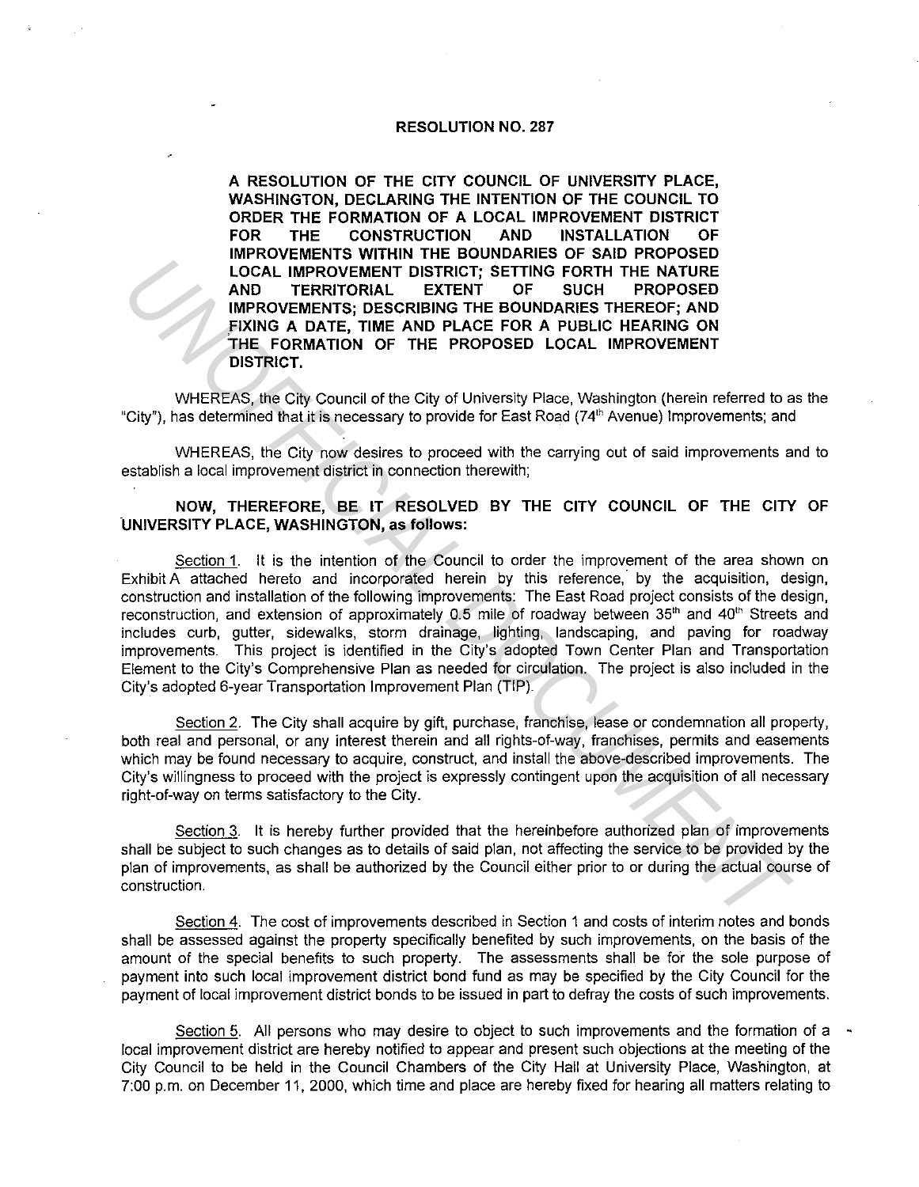# RESOLUTION NO. 287

**A RESOLUTION OF THE CITY COUNCIL OF UNIVERSITY PLACE, WASHINGTON, DECLARING THE INTENTION OF THE COUNCIL TO ORDER THE FORMATION OF A LOCAL IMPROVEMENT DISTRICT FOR THE CONSTRUCTION AND INSTALLATION OF IMPROVEMENTS WITHIN THE BOUNDARIES OF SAID PROPOSED LOCAL IMPROVEMENT DISTRICT; SETTING FORTH THE NATURE AND TERRITORIAL EXTENT OF SUCH PROPOSED IMPROVEMENTS; DESCRIBING THE BOUNDARIES THEREOF; AND FIXING A DATE, TIME AND PLACE FOR A PUBLIC HEARING ON THE FORMATION OF THE PROPOSED LOCAL IMPROVEMENT DISTRICT.**

WHEREAS, the City Council of the City of University Place, Washington (herein referred to as the "City"), has determined that it is necessary to provide for East Road (74th Avenue) Improvements; and

WHEREAS, the City now desires to proceed with the carrying out of said improvements and to establish a local improvement district in connection therewith;

**NOW, THEREFORE, BE IT RESOLVED BY THE CITY COUNCIL OF THE CITY OF UNIVERSITY PLACE, WASHINGTON, as follows:**

Section 1. It is the intention of the Council to order the improvement of the area shown on Exhibit A attached hereto and incorporated herein by this reference, by the acquisition, design, construction and installation of the following improvements: The East Road project consists of the design, reconstruction, and extension of approximately 0.5 mile of roadway between 35th and 40th Streets and includes curb, gutter, sidewalks, storm drainage, lighting, landscaping, and paving for roadway improvements. This project is identified in the City's adopted Town Center Plan and Transportation Element to the City's Comprehensive Plan as needed for circulation. The project is also included in the City's adopted 6-year Transportation Improvement Plan (TIP).

Section 2. The City shall acquire by gift, purchase, franchise, lease or condemnation all property, both real and personal, or any interest therein and all rights-of-way, franchises, permits and easements which may be found necessary to acquire, construct, and install the above-described improvements. The City's willingness to proceed with the project is expressly contingent upon the acquisition of all necessary right-of-way on terms satisfactory to the City.

Section 3. It is hereby further provided that the hereinbefore authorized plan of improvements shall be subject to such changes as to details of said plan, not affecting the service to be provided by the plan of improvements, as shall be authorized by the Council either prior to or during the actual course of construction.

Section 4. The cost of improvements described in Section 1 and costs of interim notes and bonds shall be assessed against the property specifically benefited by such improvements, on the basis of the amount of the special benefits to such property. The assessments shall be for the sole purpose of payment into such local improvement district bond fund as may be specified by the City Council for the payment of local improvement district bonds to be issued in part to defray the costs of such improvements.

Section 5. All persons who may desire to object to such improvements and the formation of a local improvement district are hereby notified to appear and present such objections at the meeting of the City Council to be held in the Council Chambers of the City Hall at University Place, Washington, at 7:00 p.m. on December 11, 2000, which time and place are hereby fixed for hearing all matters relating to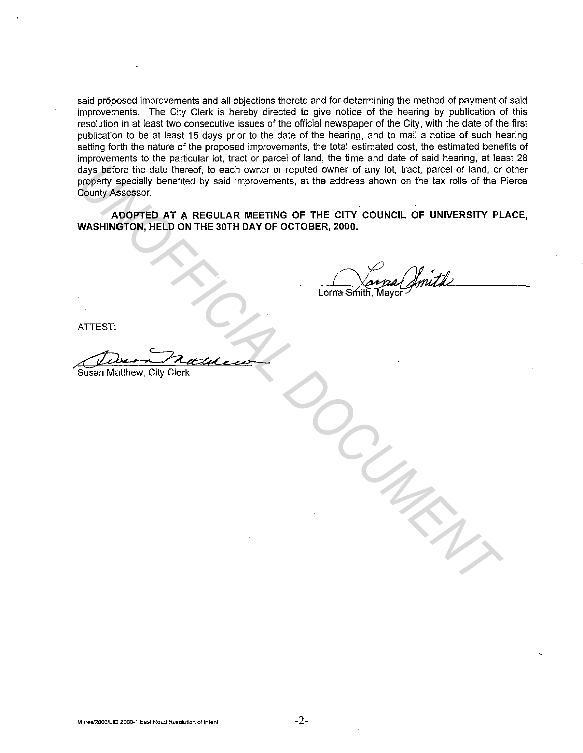said proposed improvements and all objections thereto and for determining the method of payment of said improvements. The City Clerk is hereby directed to give notice of the hearing by publication of this resolution in at least two consecutive issues of the official newspaper of the City, with the date of the first publication to be at least 15 days prior to the date of the hearing, and to mail a notice of such hearing setting forth the nature of the proposed improvements, the total estimated cost, the estimated benefits of improvements to the particular lot, tract or parcel of land, the time and date of said hearing, at least 28 days before the date thereof, to each owner or reputed owner of any lot, tract, parcel of land, or other property specially benefited by said improvements, at the address shown on the tax rolls of the Pierce County Assessor.

**ADOPTED AT A REGULAR MEETING OF THE CITY COUNCIL OF UNIVERSITY PLACE, WASHINGTON, HELD ON THE 30TH DAY OF OCTOBER, 2000.**

Lorna Smith, Mayor

ATTEST:

Susan Matthew, City Clerk

M:/res/2000/LID 2000-1 East Road Resolution of Intent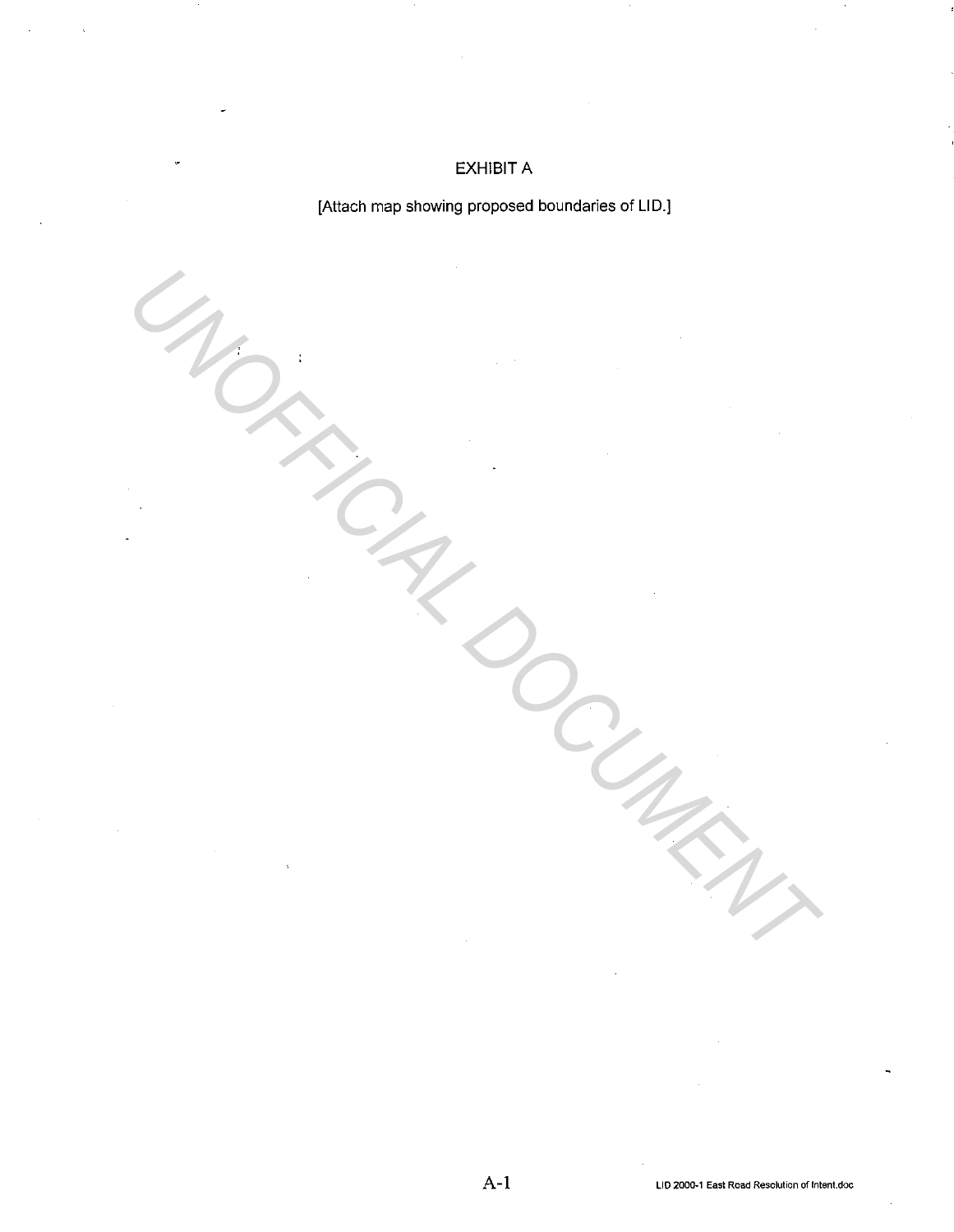# EXHIBIT A

[Attach map showing proposed boundaries of LID.]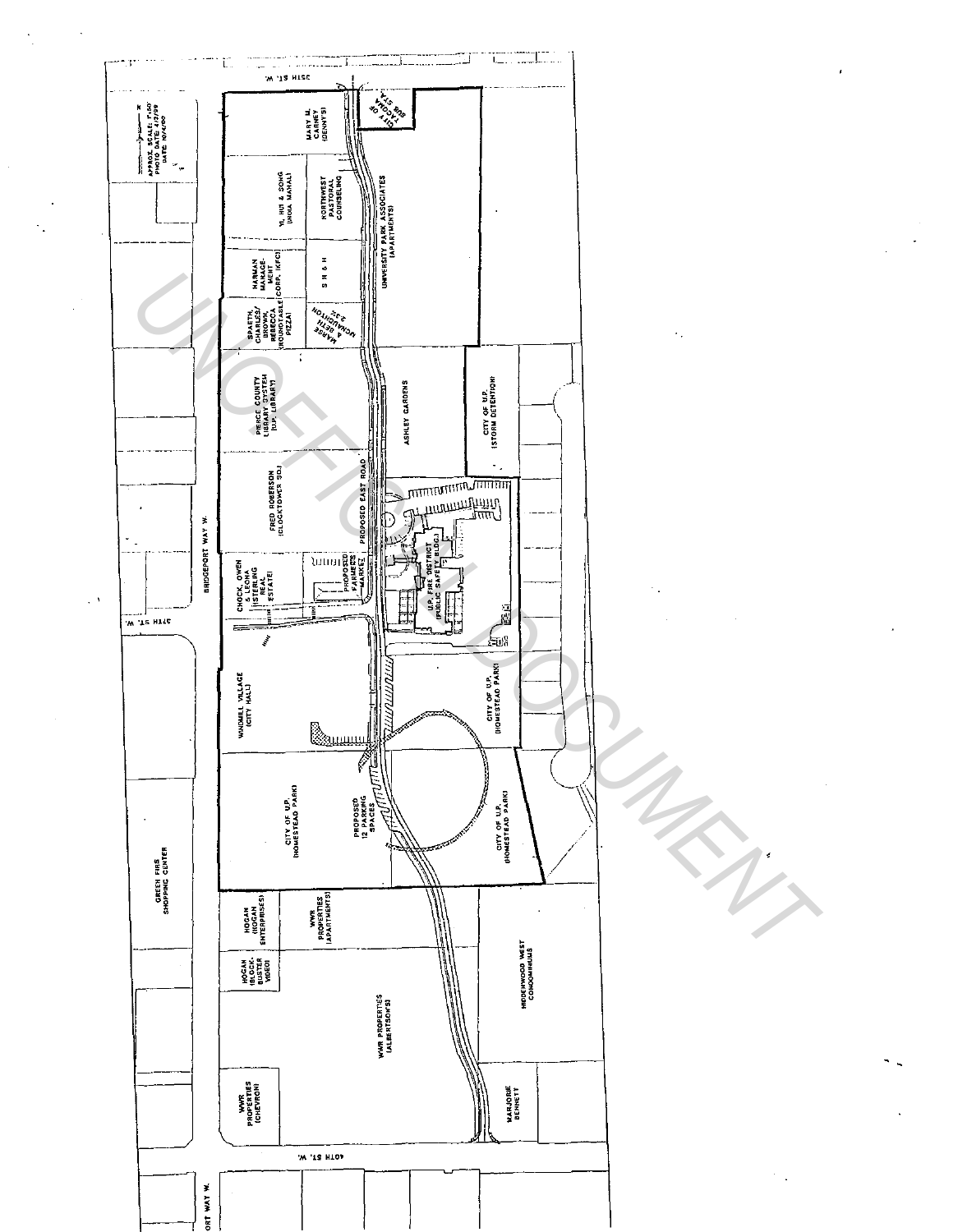APPROX. SCALE: 1"=50'
PHOTO DATE: 4/7/99
DATE: 10/4/00

35TH ST. W.

CITY OF TACOMA SUB STA.

MARY M. CARNEY (DENNYS)

YI, HUI & SONG (INDIA MAHAL)

NORTHWEST PASTORAL COUNSELING

UNIVERSITY PARK ASSOCIATES (APARTMENTS)

HARMAN MANAGEMENT CORP. (KFC)

S H & H

SPAETH, CHARLES/ BROWN, REBECCA (ROUNDTABLE PIZZA)

MARGE & BETH McNAUGHTON

PIERCE COUNTY LIBRARY SYSTEM (U.P. LIBRARY)

ASHLEY GARDENS

CITY OF U.P. (STORM DETENTION)

FRED ROBERSON (CLOCKTOWER SQ.)

PROPOSED EAST ROAD

BRIDGEPORT WAY W.

CHOCK, OWEN & LEONA (STERLING REAL ESTATE)

PROPOSED FARMERS MARKET

U.P. FIRE DISTRICT (PUBLIC SAFETY BLDG.)

37TH ST. W.

WINDMILL VILLAGE (CITY HALL)

CITY OF U.P. (HOMESTEAD PARK)

CITY OF U.P. (HOMESTEAD PARK)

PROPOSED 12 PARKING SPACES

CITY OF U.P. (HOMESTEAD PARK)

GREEN FIRS SHOPPING CENTER

HOGAN (HOGAN ENTERPRISES)

WWR PROPERTIES (APARTMENTS)

HOGAN (BLOCKBUSTER VIDEO)

WWR PROPERTIES (ALBERTSON'S)

HIDDENWOOD WEST CONDOMINIUMS

WWR PROPERTIES (CHEVRON)

MARJORIE BENNETT

40TH ST. W.

ORT WAY W.

UNOFFICIAL DOCUMENT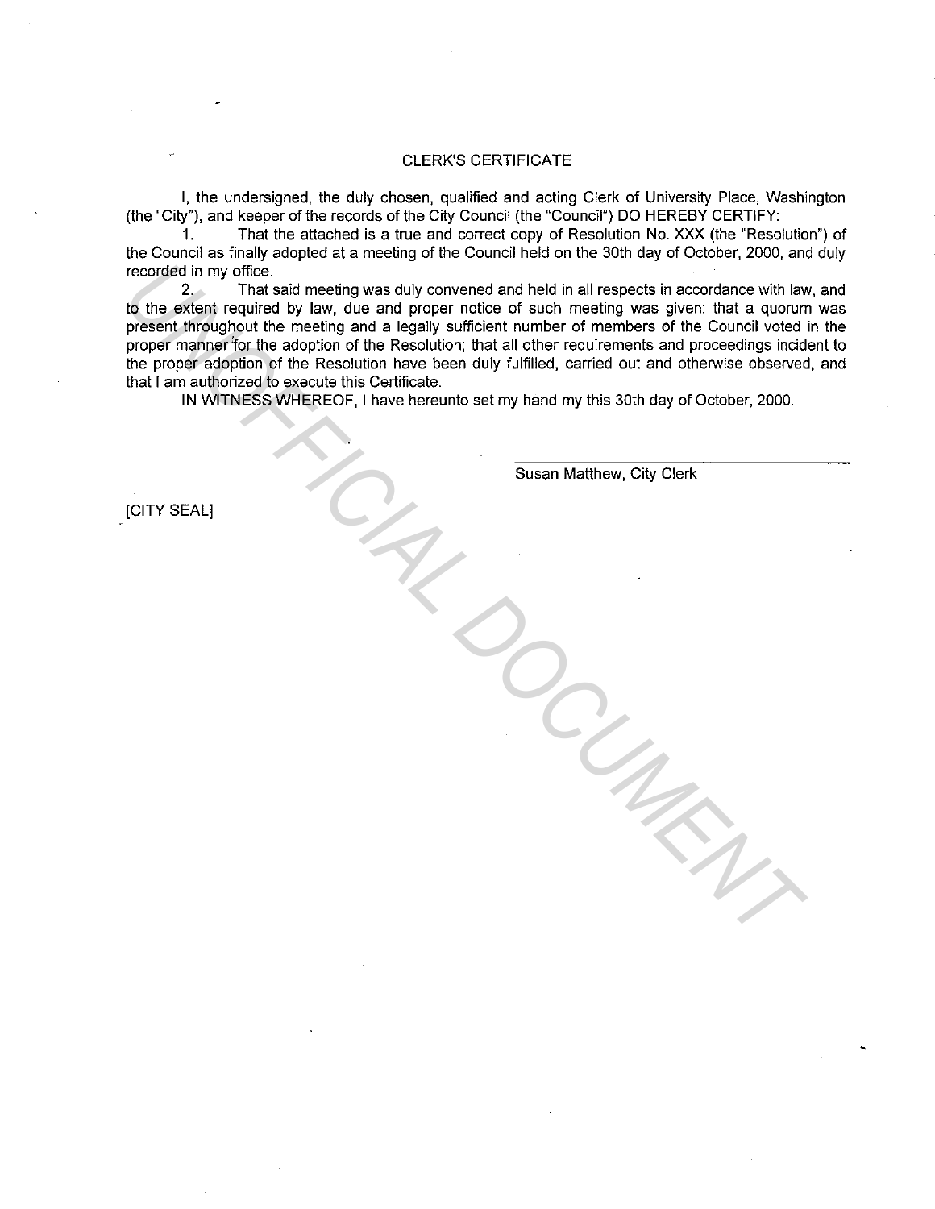# CLERK'S CERTIFICATE

I, the undersigned, the duly chosen, qualified and acting Clerk of University Place, Washington (the "City"), and keeper of the records of the City Council (the "Council") DO HEREBY CERTIFY:

1. That the attached is a true and correct copy of Resolution No. XXX (the "Resolution") of the Council as finally adopted at a meeting of the Council held on the 30th day of October, 2000, and duly recorded in my office.

2. That said meeting was duly convened and held in all respects in accordance with law, and to the extent required by law, due and proper notice of such meeting was given; that a quorum was present throughout the meeting and a legally sufficient number of members of the Council voted in the proper manner for the adoption of the Resolution; that all other requirements and proceedings incident to the proper adoption of the Resolution have been duly fulfilled, carried out and otherwise observed, and that I am authorized to execute this Certificate.

IN WITNESS WHEREOF, I have hereunto set my hand my this 30th day of October, 2000.

Susan Matthew, City Clerk

[CITY SEAL]

UNOFFICIAL DOCUMENT